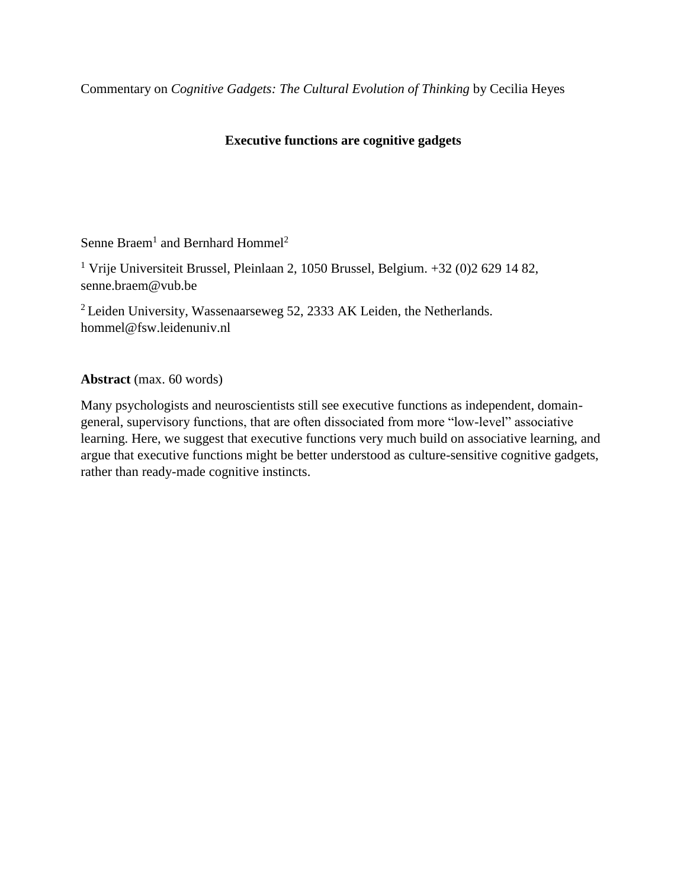Commentary on *Cognitive Gadgets: The Cultural Evolution of Thinking* by Cecilia Heyes

# Executive functions are cognitive gadgets

Senne Braem[1] and Bernhard Hommel[2]

[1] Vrije Universiteit Brussel, Pleinlaan 2, 1050 Brussel, Belgium. +32 (0)2 629 14 82, senne.braem@vub.be

[2] Leiden University, Wassenaarseweg 52, 2333 AK Leiden, the Netherlands. hommel@fsw.leidenuniv.nl

**Abstract** (max. 60 words)

Many psychologists and neuroscientists still see executive functions as independent, domain-general, supervisory functions, that are often dissociated from more "low-level" associative learning. Here, we suggest that executive functions very much build on associative learning, and argue that executive functions might be better understood as culture-sensitive cognitive gadgets, rather than ready-made cognitive instincts.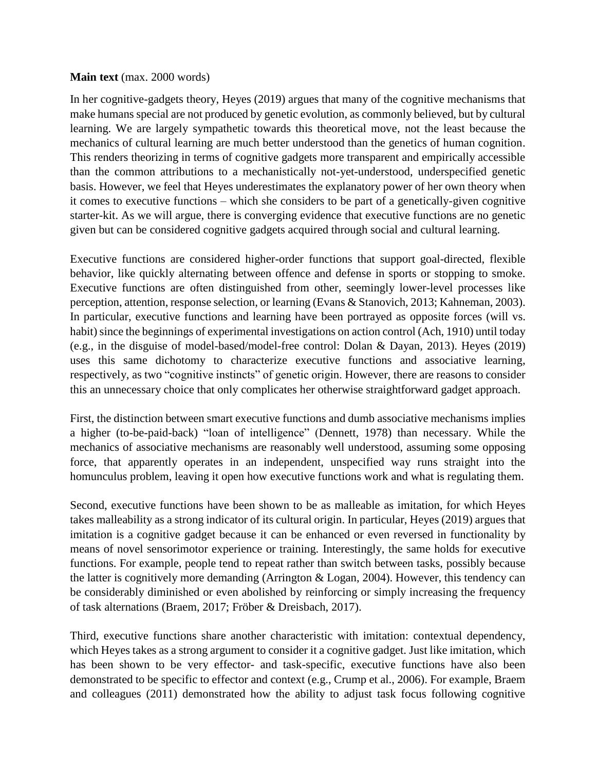**Main text** (max. 2000 words)

In her cognitive-gadgets theory, Heyes (2019) argues that many of the cognitive mechanisms that make humans special are not produced by genetic evolution, as commonly believed, but by cultural learning. We are largely sympathetic towards this theoretical move, not the least because the mechanics of cultural learning are much better understood than the genetics of human cognition. This renders theorizing in terms of cognitive gadgets more transparent and empirically accessible than the common attributions to a mechanistically not-yet-understood, underspecified genetic basis. However, we feel that Heyes underestimates the explanatory power of her own theory when it comes to executive functions – which she considers to be part of a genetically-given cognitive starter-kit. As we will argue, there is converging evidence that executive functions are no genetic given but can be considered cognitive gadgets acquired through social and cultural learning.

Executive functions are considered higher-order functions that support goal-directed, flexible behavior, like quickly alternating between offence and defense in sports or stopping to smoke. Executive functions are often distinguished from other, seemingly lower-level processes like perception, attention, response selection, or learning (Evans & Stanovich, 2013; Kahneman, 2003). In particular, executive functions and learning have been portrayed as opposite forces (will vs. habit) since the beginnings of experimental investigations on action control (Ach, 1910) until today (e.g., in the disguise of model-based/model-free control: Dolan & Dayan, 2013). Heyes (2019) uses this same dichotomy to characterize executive functions and associative learning, respectively, as two "cognitive instincts" of genetic origin. However, there are reasons to consider this an unnecessary choice that only complicates her otherwise straightforward gadget approach.

First, the distinction between smart executive functions and dumb associative mechanisms implies a higher (to-be-paid-back) "loan of intelligence" (Dennett, 1978) than necessary. While the mechanics of associative mechanisms are reasonably well understood, assuming some opposing force, that apparently operates in an independent, unspecified way runs straight into the homunculus problem, leaving it open how executive functions work and what is regulating them.

Second, executive functions have been shown to be as malleable as imitation, for which Heyes takes malleability as a strong indicator of its cultural origin. In particular, Heyes (2019) argues that imitation is a cognitive gadget because it can be enhanced or even reversed in functionality by means of novel sensorimotor experience or training. Interestingly, the same holds for executive functions. For example, people tend to repeat rather than switch between tasks, possibly because the latter is cognitively more demanding (Arrington & Logan, 2004). However, this tendency can be considerably diminished or even abolished by reinforcing or simply increasing the frequency of task alternations (Braem, 2017; Fröber & Dreisbach, 2017).

Third, executive functions share another characteristic with imitation: contextual dependency, which Heyes takes as a strong argument to consider it a cognitive gadget. Just like imitation, which has been shown to be very effector- and task-specific, executive functions have also been demonstrated to be specific to effector and context (e.g., Crump et al., 2006). For example, Braem and colleagues (2011) demonstrated how the ability to adjust task focus following cognitive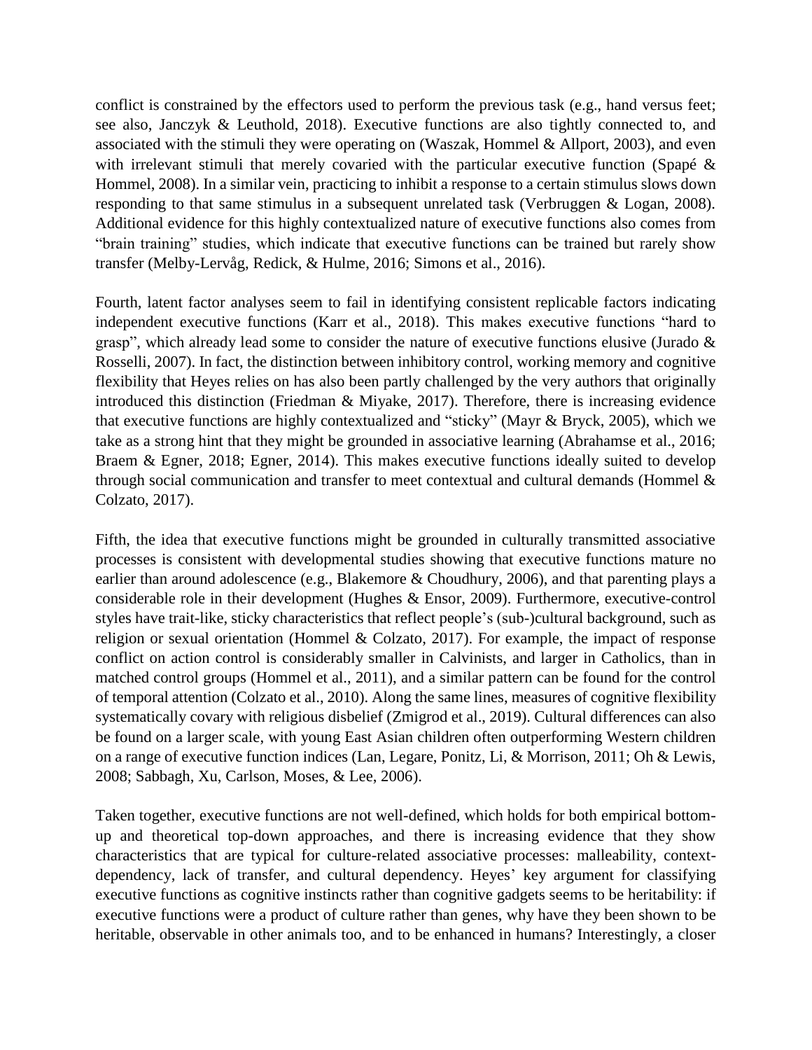conflict is constrained by the effectors used to perform the previous task (e.g., hand versus feet; see also, Janczyk & Leuthold, 2018). Executive functions are also tightly connected to, and associated with the stimuli they were operating on (Waszak, Hommel & Allport, 2003), and even with irrelevant stimuli that merely covaried with the particular executive function (Spapé & Hommel, 2008). In a similar vein, practicing to inhibit a response to a certain stimulus slows down responding to that same stimulus in a subsequent unrelated task (Verbruggen & Logan, 2008). Additional evidence for this highly contextualized nature of executive functions also comes from "brain training" studies, which indicate that executive functions can be trained but rarely show transfer (Melby-Lervåg, Redick, & Hulme, 2016; Simons et al., 2016).

Fourth, latent factor analyses seem to fail in identifying consistent replicable factors indicating independent executive functions (Karr et al., 2018). This makes executive functions "hard to grasp", which already lead some to consider the nature of executive functions elusive (Jurado & Rosselli, 2007). In fact, the distinction between inhibitory control, working memory and cognitive flexibility that Heyes relies on has also been partly challenged by the very authors that originally introduced this distinction (Friedman & Miyake, 2017). Therefore, there is increasing evidence that executive functions are highly contextualized and "sticky" (Mayr & Bryck, 2005), which we take as a strong hint that they might be grounded in associative learning (Abrahamse et al., 2016; Braem & Egner, 2018; Egner, 2014). This makes executive functions ideally suited to develop through social communication and transfer to meet contextual and cultural demands (Hommel & Colzato, 2017).

Fifth, the idea that executive functions might be grounded in culturally transmitted associative processes is consistent with developmental studies showing that executive functions mature no earlier than around adolescence (e.g., Blakemore & Choudhury, 2006), and that parenting plays a considerable role in their development (Hughes & Ensor, 2009). Furthermore, executive-control styles have trait-like, sticky characteristics that reflect people's (sub-)cultural background, such as religion or sexual orientation (Hommel & Colzato, 2017). For example, the impact of response conflict on action control is considerably smaller in Calvinists, and larger in Catholics, than in matched control groups (Hommel et al., 2011), and a similar pattern can be found for the control of temporal attention (Colzato et al., 2010). Along the same lines, measures of cognitive flexibility systematically covary with religious disbelief (Zmigrod et al., 2019). Cultural differences can also be found on a larger scale, with young East Asian children often outperforming Western children on a range of executive function indices (Lan, Legare, Ponitz, Li, & Morrison, 2011; Oh & Lewis, 2008; Sabbagh, Xu, Carlson, Moses, & Lee, 2006).

Taken together, executive functions are not well-defined, which holds for both empirical bottom-up and theoretical top-down approaches, and there is increasing evidence that they show characteristics that are typical for culture-related associative processes: malleability, context-dependency, lack of transfer, and cultural dependency. Heyes' key argument for classifying executive functions as cognitive instincts rather than cognitive gadgets seems to be heritability: if executive functions were a product of culture rather than genes, why have they been shown to be heritable, observable in other animals too, and to be enhanced in humans? Interestingly, a closer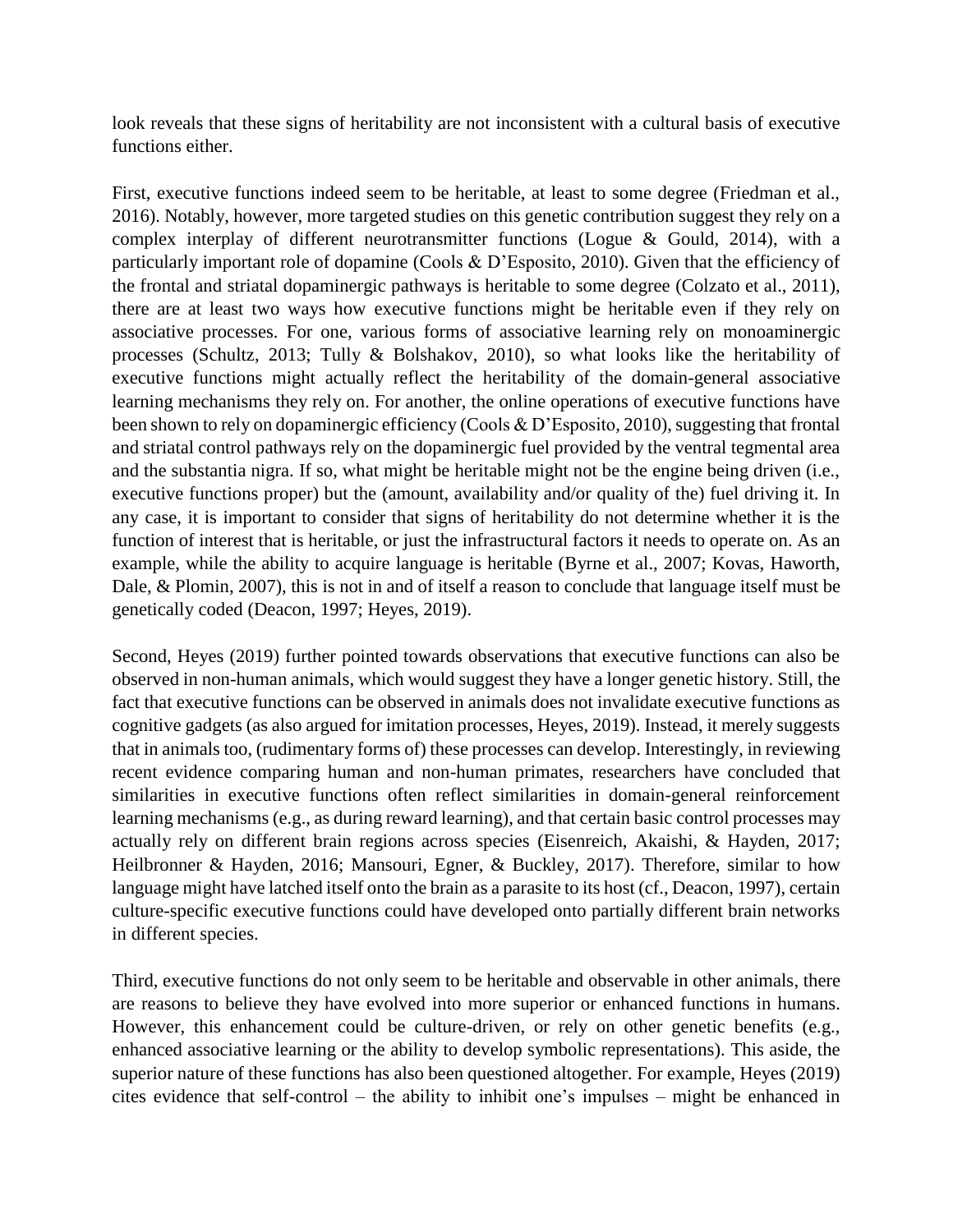look reveals that these signs of heritability are not inconsistent with a cultural basis of executive functions either.

First, executive functions indeed seem to be heritable, at least to some degree (Friedman et al., 2016). Notably, however, more targeted studies on this genetic contribution suggest they rely on a complex interplay of different neurotransmitter functions (Logue & Gould, 2014), with a particularly important role of dopamine (Cools & D'Esposito, 2010). Given that the efficiency of the frontal and striatal dopaminergic pathways is heritable to some degree (Colzato et al., 2011), there are at least two ways how executive functions might be heritable even if they rely on associative processes. For one, various forms of associative learning rely on monoaminergic processes (Schultz, 2013; Tully & Bolshakov, 2010), so what looks like the heritability of executive functions might actually reflect the heritability of the domain-general associative learning mechanisms they rely on. For another, the online operations of executive functions have been shown to rely on dopaminergic efficiency (Cools & D'Esposito, 2010), suggesting that frontal and striatal control pathways rely on the dopaminergic fuel provided by the ventral tegmental area and the substantia nigra. If so, what might be heritable might not be the engine being driven (i.e., executive functions proper) but the (amount, availability and/or quality of the) fuel driving it. In any case, it is important to consider that signs of heritability do not determine whether it is the function of interest that is heritable, or just the infrastructural factors it needs to operate on. As an example, while the ability to acquire language is heritable (Byrne et al., 2007; Kovas, Haworth, Dale, & Plomin, 2007), this is not in and of itself a reason to conclude that language itself must be genetically coded (Deacon, 1997; Heyes, 2019).

Second, Heyes (2019) further pointed towards observations that executive functions can also be observed in non-human animals, which would suggest they have a longer genetic history. Still, the fact that executive functions can be observed in animals does not invalidate executive functions as cognitive gadgets (as also argued for imitation processes, Heyes, 2019). Instead, it merely suggests that in animals too, (rudimentary forms of) these processes can develop. Interestingly, in reviewing recent evidence comparing human and non-human primates, researchers have concluded that similarities in executive functions often reflect similarities in domain-general reinforcement learning mechanisms (e.g., as during reward learning), and that certain basic control processes may actually rely on different brain regions across species (Eisenreich, Akaishi, & Hayden, 2017; Heilbronner & Hayden, 2016; Mansouri, Egner, & Buckley, 2017). Therefore, similar to how language might have latched itself onto the brain as a parasite to its host (cf., Deacon, 1997), certain culture-specific executive functions could have developed onto partially different brain networks in different species.

Third, executive functions do not only seem to be heritable and observable in other animals, there are reasons to believe they have evolved into more superior or enhanced functions in humans. However, this enhancement could be culture-driven, or rely on other genetic benefits (e.g., enhanced associative learning or the ability to develop symbolic representations). This aside, the superior nature of these functions has also been questioned altogether. For example, Heyes (2019) cites evidence that self-control – the ability to inhibit one's impulses – might be enhanced in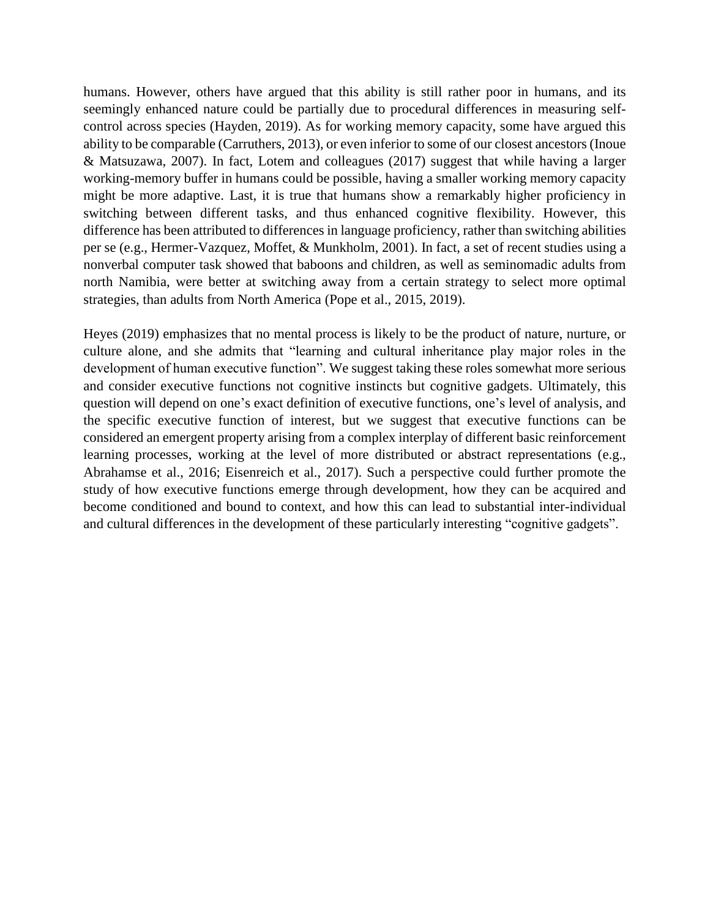humans. However, others have argued that this ability is still rather poor in humans, and its seemingly enhanced nature could be partially due to procedural differences in measuring self-control across species (Hayden, 2019). As for working memory capacity, some have argued this ability to be comparable (Carruthers, 2013), or even inferior to some of our closest ancestors (Inoue & Matsuzawa, 2007). In fact, Lotem and colleagues (2017) suggest that while having a larger working-memory buffer in humans could be possible, having a smaller working memory capacity might be more adaptive. Last, it is true that humans show a remarkably higher proficiency in switching between different tasks, and thus enhanced cognitive flexibility. However, this difference has been attributed to differences in language proficiency, rather than switching abilities per se (e.g., Hermer-Vazquez, Moffet, & Munkholm, 2001). In fact, a set of recent studies using a nonverbal computer task showed that baboons and children, as well as seminomadic adults from north Namibia, were better at switching away from a certain strategy to select more optimal strategies, than adults from North America (Pope et al., 2015, 2019).

Heyes (2019) emphasizes that no mental process is likely to be the product of nature, nurture, or culture alone, and she admits that "learning and cultural inheritance play major roles in the development of human executive function". We suggest taking these roles somewhat more serious and consider executive functions not cognitive instincts but cognitive gadgets. Ultimately, this question will depend on one's exact definition of executive functions, one's level of analysis, and the specific executive function of interest, but we suggest that executive functions can be considered an emergent property arising from a complex interplay of different basic reinforcement learning processes, working at the level of more distributed or abstract representations (e.g., Abrahamse et al., 2016; Eisenreich et al., 2017). Such a perspective could further promote the study of how executive functions emerge through development, how they can be acquired and become conditioned and bound to context, and how this can lead to substantial inter-individual and cultural differences in the development of these particularly interesting "cognitive gadgets".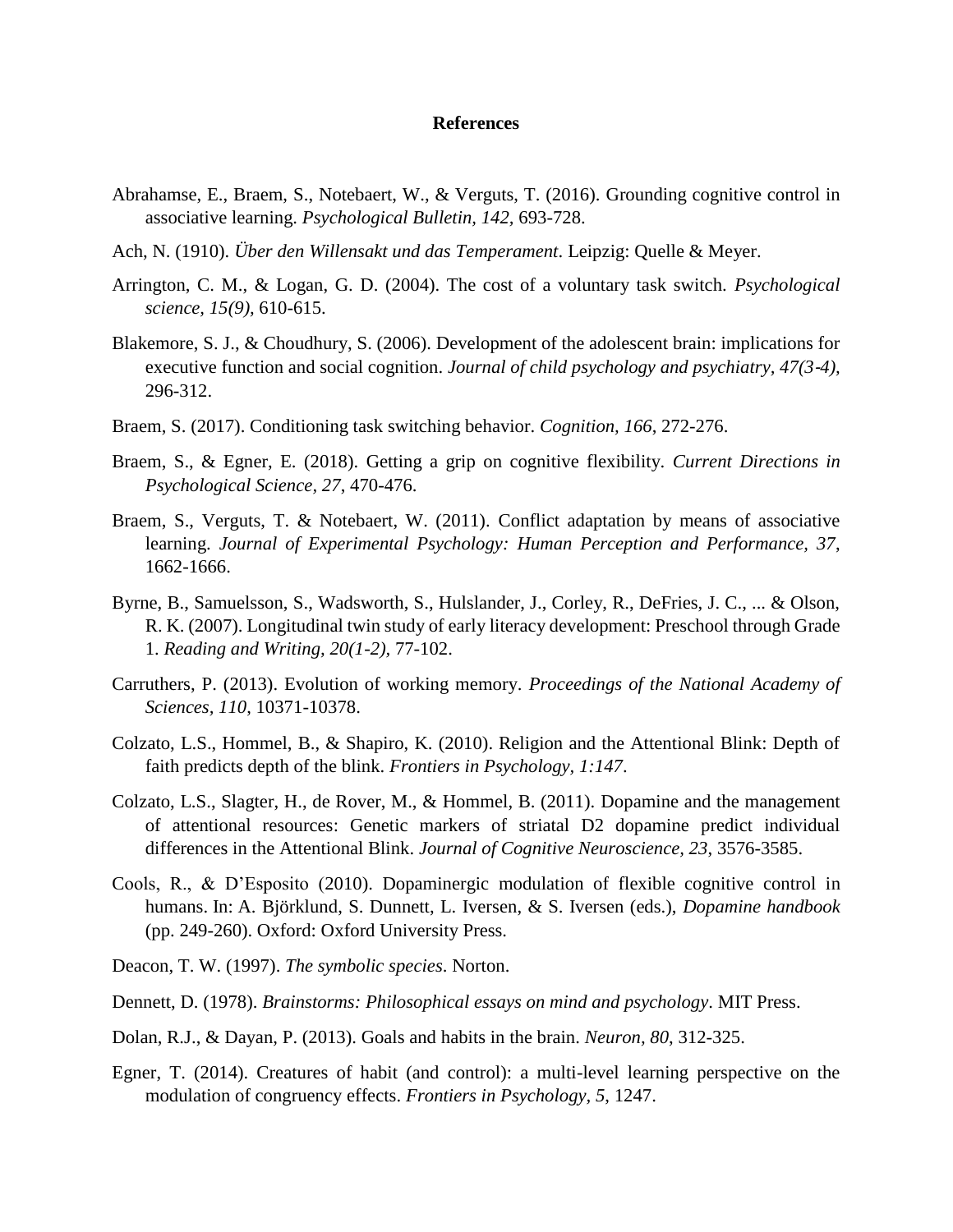**References**

Abrahamse, E., Braem, S., Notebaert, W., & Verguts, T. (2016). Grounding cognitive control in associative learning. *Psychological Bulletin, 142*, 693-728.

Ach, N. (1910). *Über den Willensakt und das Temperament*. Leipzig: Quelle & Meyer.

Arrington, C. M., & Logan, G. D. (2004). The cost of a voluntary task switch. *Psychological science, 15(9)*, 610-615.

Blakemore, S. J., & Choudhury, S. (2006). Development of the adolescent brain: implications for executive function and social cognition. *Journal of child psychology and psychiatry, 47(3-4)*, 296-312.

Braem, S. (2017). Conditioning task switching behavior. *Cognition, 166*, 272-276.

Braem, S., & Egner, E. (2018). Getting a grip on cognitive flexibility. *Current Directions in Psychological Science, 27*, 470-476.

Braem, S., Verguts, T. & Notebaert, W. (2011). Conflict adaptation by means of associative learning. *Journal of Experimental Psychology: Human Perception and Performance, 37*, 1662-1666.

Byrne, B., Samuelsson, S., Wadsworth, S., Hulslander, J., Corley, R., DeFries, J. C., ... & Olson, R. K. (2007). Longitudinal twin study of early literacy development: Preschool through Grade 1. *Reading and Writing, 20(1-2)*, 77-102.

Carruthers, P. (2013). Evolution of working memory. *Proceedings of the National Academy of Sciences, 110*, 10371-10378.

Colzato, L.S., Hommel, B., & Shapiro, K. (2010). Religion and the Attentional Blink: Depth of faith predicts depth of the blink. *Frontiers in Psychology, 1:147*.

Colzato, L.S., Slagter, H., de Rover, M., & Hommel, B. (2011). Dopamine and the management of attentional resources: Genetic markers of striatal D2 dopamine predict individual differences in the Attentional Blink. *Journal of Cognitive Neuroscience, 23*, 3576-3585.

Cools, R., & D'Esposito (2010). Dopaminergic modulation of flexible cognitive control in humans. In: A. Björklund, S. Dunnett, L. Iversen, & S. Iversen (eds.), *Dopamine handbook* (pp. 249-260). Oxford: Oxford University Press.

Deacon, T. W. (1997). *The symbolic species*. Norton.

Dennett, D. (1978). *Brainstorms: Philosophical essays on mind and psychology*. MIT Press.

Dolan, R.J., & Dayan, P. (2013). Goals and habits in the brain. *Neuron, 80*, 312-325.

Egner, T. (2014). Creatures of habit (and control): a multi-level learning perspective on the modulation of congruency effects. *Frontiers in Psychology, 5*, 1247.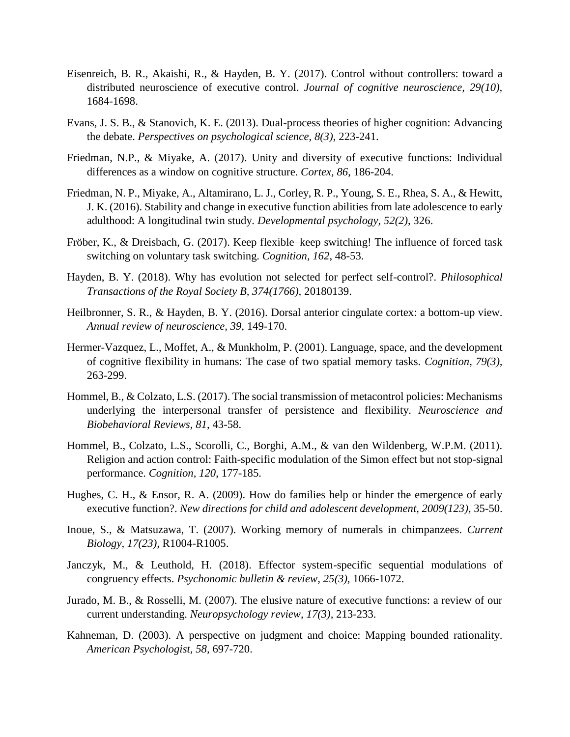Eisenreich, B. R., Akaishi, R., & Hayden, B. Y. (2017). Control without controllers: toward a distributed neuroscience of executive control. *Journal of cognitive neuroscience, 29(10),* 1684-1698.

Evans, J. S. B., & Stanovich, K. E. (2013). Dual-process theories of higher cognition: Advancing the debate. *Perspectives on psychological science, 8(3),* 223-241.

Friedman, N.P., & Miyake, A. (2017). Unity and diversity of executive functions: Individual differences as a window on cognitive structure. *Cortex, 86*, 186-204.

Friedman, N. P., Miyake, A., Altamirano, L. J., Corley, R. P., Young, S. E., Rhea, S. A., & Hewitt, J. K. (2016). Stability and change in executive function abilities from late adolescence to early adulthood: A longitudinal twin study. *Developmental psychology, 52(2)*, 326.

Fröber, K., & Dreisbach, G. (2017). Keep flexible–keep switching! The influence of forced task switching on voluntary task switching. *Cognition, 162*, 48-53.

Hayden, B. Y. (2018). Why has evolution not selected for perfect self-control?. *Philosophical Transactions of the Royal Society B, 374(1766),* 20180139.

Heilbronner, S. R., & Hayden, B. Y. (2016). Dorsal anterior cingulate cortex: a bottom-up view. *Annual review of neuroscience, 39,* 149-170.

Hermer-Vazquez, L., Moffet, A., & Munkholm, P. (2001). Language, space, and the development of cognitive flexibility in humans: The case of two spatial memory tasks. *Cognition, 79(3),* 263-299.

Hommel, B., & Colzato, L.S. (2017). The social transmission of metacontrol policies: Mechanisms underlying the interpersonal transfer of persistence and flexibility. *Neuroscience and Biobehavioral Reviews, 81*, 43-58.

Hommel, B., Colzato, L.S., Scorolli, C., Borghi, A.M., & van den Wildenberg, W.P.M. (2011). Religion and action control: Faith-specific modulation of the Simon effect but not stop-signal performance. *Cognition, 120*, 177-185.

Hughes, C. H., & Ensor, R. A. (2009). How do families help or hinder the emergence of early executive function?. *New directions for child and adolescent development, 2009(123),* 35-50.

Inoue, S., & Matsuzawa, T. (2007). Working memory of numerals in chimpanzees. *Current Biology, 17(23),* R1004-R1005.

Janczyk, M., & Leuthold, H. (2018). Effector system-specific sequential modulations of congruency effects. *Psychonomic bulletin & review, 25(3),* 1066-1072.

Jurado, M. B., & Rosselli, M. (2007). The elusive nature of executive functions: a review of our current understanding. *Neuropsychology review, 17(3),* 213-233.

Kahneman, D. (2003). A perspective on judgment and choice: Mapping bounded rationality. *American Psychologist, 58,* 697-720.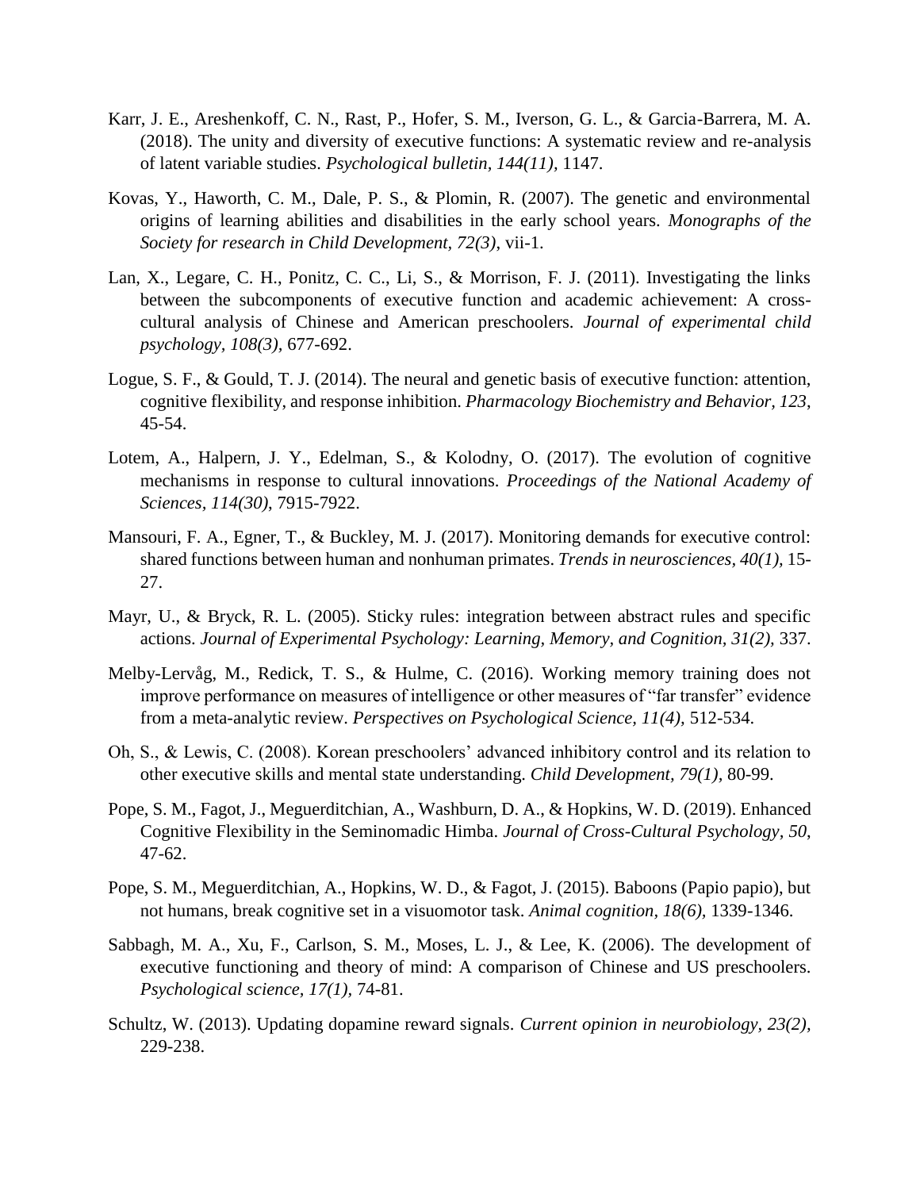Karr, J. E., Areshenkoff, C. N., Rast, P., Hofer, S. M., Iverson, G. L., & Garcia-Barrera, M. A. (2018). The unity and diversity of executive functions: A systematic review and re-analysis of latent variable studies. *Psychological bulletin, 144(11),* 1147.

Kovas, Y., Haworth, C. M., Dale, P. S., & Plomin, R. (2007). The genetic and environmental origins of learning abilities and disabilities in the early school years. *Monographs of the Society for research in Child Development, 72(3),* vii-1.

Lan, X., Legare, C. H., Ponitz, C. C., Li, S., & Morrison, F. J. (2011). Investigating the links between the subcomponents of executive function and academic achievement: A cross-cultural analysis of Chinese and American preschoolers. *Journal of experimental child psychology, 108(3),* 677-692.

Logue, S. F., & Gould, T. J. (2014). The neural and genetic basis of executive function: attention, cognitive flexibility, and response inhibition. *Pharmacology Biochemistry and Behavior, 123,* 45-54.

Lotem, A., Halpern, J. Y., Edelman, S., & Kolodny, O. (2017). The evolution of cognitive mechanisms in response to cultural innovations. *Proceedings of the National Academy of Sciences, 114(30),* 7915-7922.

Mansouri, F. A., Egner, T., & Buckley, M. J. (2017). Monitoring demands for executive control: shared functions between human and nonhuman primates. *Trends in neurosciences, 40(1),* 15-27.

Mayr, U., & Bryck, R. L. (2005). Sticky rules: integration between abstract rules and specific actions. *Journal of Experimental Psychology: Learning, Memory, and Cognition, 31(2),* 337.

Melby-Lervåg, M., Redick, T. S., & Hulme, C. (2016). Working memory training does not improve performance on measures of intelligence or other measures of "far transfer" evidence from a meta-analytic review. *Perspectives on Psychological Science, 11(4),* 512-534.

Oh, S., & Lewis, C. (2008). Korean preschoolers' advanced inhibitory control and its relation to other executive skills and mental state understanding. *Child Development, 79(1),* 80-99.

Pope, S. M., Fagot, J., Meguerditchian, A., Washburn, D. A., & Hopkins, W. D. (2019). Enhanced Cognitive Flexibility in the Seminomadic Himba. *Journal of Cross-Cultural Psychology, 50,* 47-62.

Pope, S. M., Meguerditchian, A., Hopkins, W. D., & Fagot, J. (2015). Baboons (Papio papio), but not humans, break cognitive set in a visuomotor task. *Animal cognition, 18(6),* 1339-1346.

Sabbagh, M. A., Xu, F., Carlson, S. M., Moses, L. J., & Lee, K. (2006). The development of executive functioning and theory of mind: A comparison of Chinese and US preschoolers. *Psychological science, 17(1),* 74-81.

Schultz, W. (2013). Updating dopamine reward signals. *Current opinion in neurobiology, 23(2),* 229-238.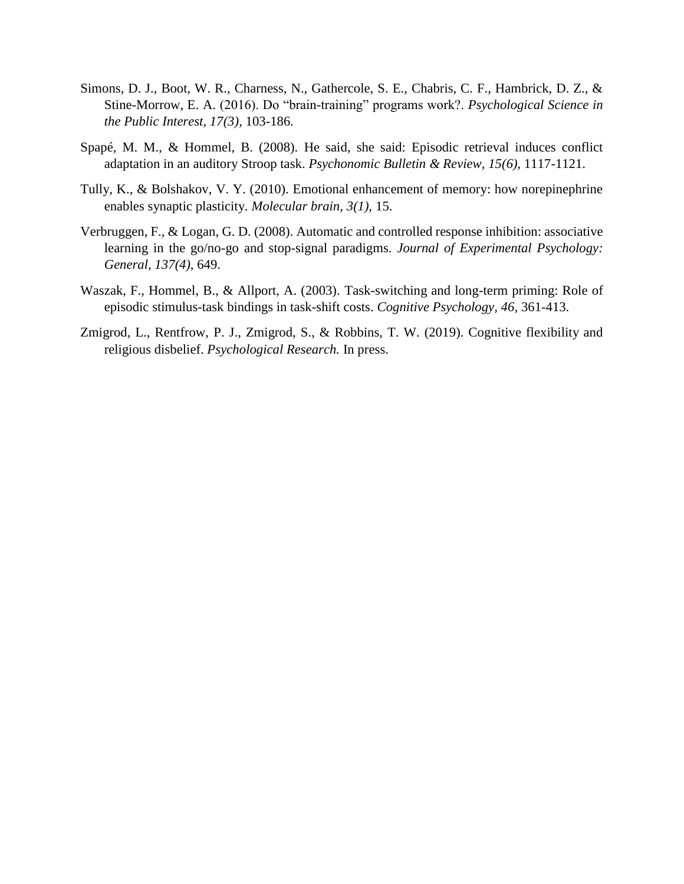Simons, D. J., Boot, W. R., Charness, N., Gathercole, S. E., Chabris, C. F., Hambrick, D. Z., & Stine-Morrow, E. A. (2016). Do “brain-training” programs work?. *Psychological Science in the Public Interest, 17(3),* 103-186.

Spapé, M. M., & Hommel, B. (2008). He said, she said: Episodic retrieval induces conflict adaptation in an auditory Stroop task. *Psychonomic Bulletin & Review, 15(6),* 1117-1121.

Tully, K., & Bolshakov, V. Y. (2010). Emotional enhancement of memory: how norepinephrine enables synaptic plasticity. *Molecular brain, 3(1),* 15.

Verbruggen, F., & Logan, G. D. (2008). Automatic and controlled response inhibition: associative learning in the go/no-go and stop-signal paradigms. *Journal of Experimental Psychology: General, 137(4),* 649.

Waszak, F., Hommel, B., & Allport, A. (2003). Task-switching and long-term priming: Role of episodic stimulus-task bindings in task-shift costs. *Cognitive Psychology, 46,* 361-413.

Zmigrod, L., Rentfrow, P. J., Zmigrod, S., & Robbins, T. W. (2019). Cognitive flexibility and religious disbelief. *Psychological Research.* In press.